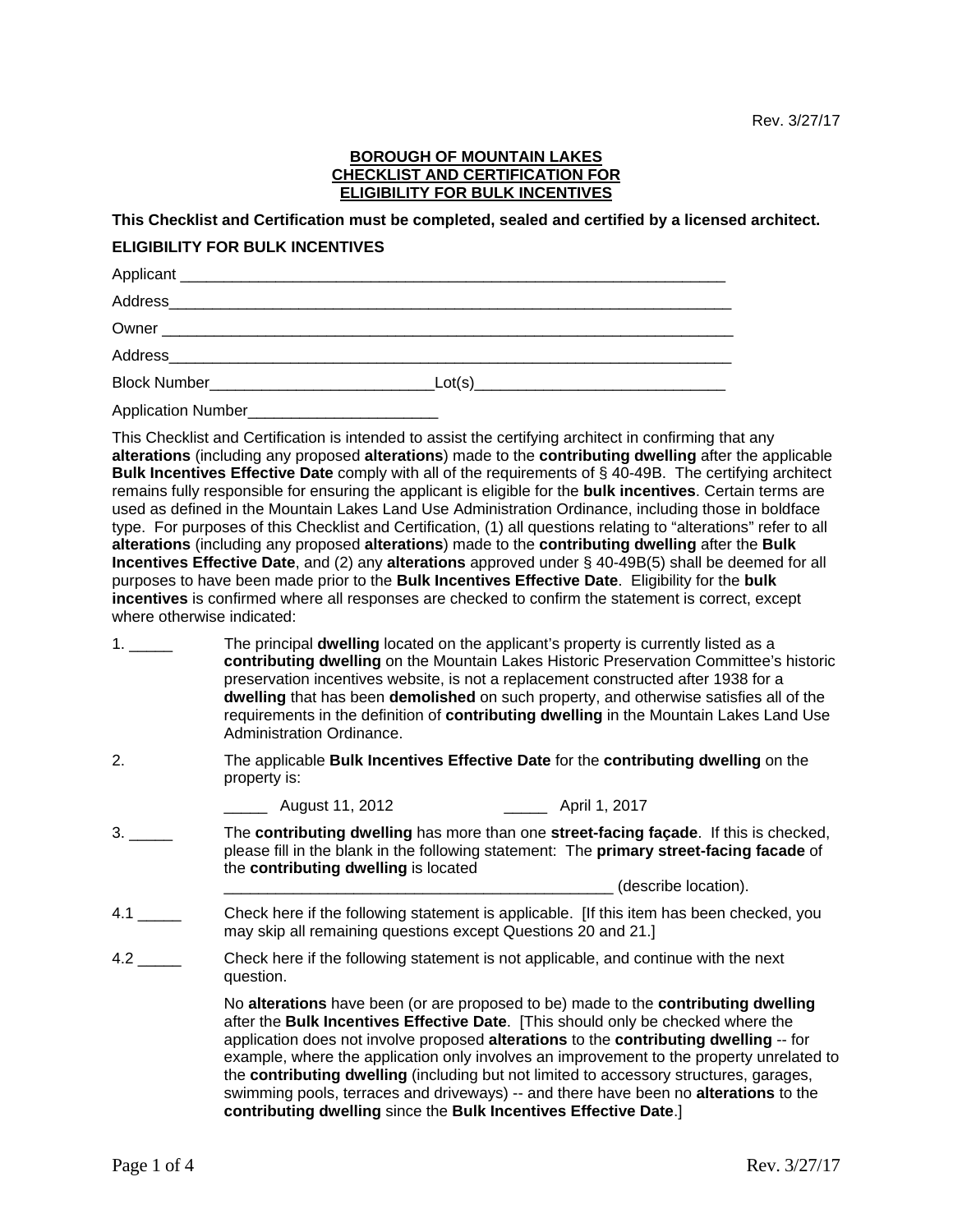Rev. 3/27/17

**BOROUGH OF MOUNTAIN LAKES**
**CHECKLIST AND CERTIFICATION FOR**
**ELIGIBILITY FOR BULK INCENTIVES**

**This Checklist and Certification must be completed, sealed and certified by a licensed architect.**

**ELIGIBILITY FOR BULK INCENTIVES**

Applicant ___________________________________________________________________

Address_____________________________________________________________________

Owner ______________________________________________________________________

Address_____________________________________________________________________

Block Number__________________________Lot(s)_____________________________

Application Number______________________

This Checklist and Certification is intended to assist the certifying architect in confirming that any **alterations** (including any proposed **alterations**) made to the **contributing dwelling** after the applicable **Bulk Incentives Effective Date** comply with all of the requirements of § 40-49B. The certifying architect remains fully responsible for ensuring the applicant is eligible for the **bulk incentives**. Certain terms are used as defined in the Mountain Lakes Land Use Administration Ordinance, including those in boldface type. For purposes of this Checklist and Certification, (1) all questions relating to "alterations" refer to all **alterations** (including any proposed **alterations**) made to the **contributing dwelling** after the **Bulk Incentives Effective Date**, and (2) any **alterations** approved under § 40-49B(5) shall be deemed for all purposes to have been made prior to the **Bulk Incentives Effective Date**. Eligibility for the **bulk incentives** is confirmed where all responses are checked to confirm the statement is correct, except where otherwise indicated:

1. _____ The principal **dwelling** located on the applicant's property is currently listed as a **contributing dwelling** on the Mountain Lakes Historic Preservation Committee's historic preservation incentives website, is not a replacement constructed after 1938 for a **dwelling** that has been **demolished** on such property, and otherwise satisfies all of the requirements in the definition of **contributing dwelling** in the Mountain Lakes Land Use Administration Ordinance.

2. The applicable **Bulk Incentives Effective Date** for the **contributing dwelling** on the property is:

   _____ August 11, 2012 _____ April 1, 2017

3. _____ The **contributing dwelling** has more than one **street-facing façade**. If this is checked, please fill in the blank in the following statement: The **primary street-facing facade** of the **contributing dwelling** is located
   ______________________________________________ (describe location).

4.1 _____ Check here if the following statement is applicable. [If this item has been checked, you may skip all remaining questions except Questions 20 and 21.]

4.2 _____ Check here if the following statement is not applicable, and continue with the next question.

   No **alterations** have been (or are proposed to be) made to the **contributing dwelling** after the **Bulk Incentives Effective Date**. [This should only be checked where the application does not involve proposed **alterations** to the **contributing dwelling** -- for example, where the application only involves an improvement to the property unrelated to the **contributing dwelling** (including but not limited to accessory structures, garages, swimming pools, terraces and driveways) -- and there have been no **alterations** to the **contributing dwelling** since the **Bulk Incentives Effective Date**.]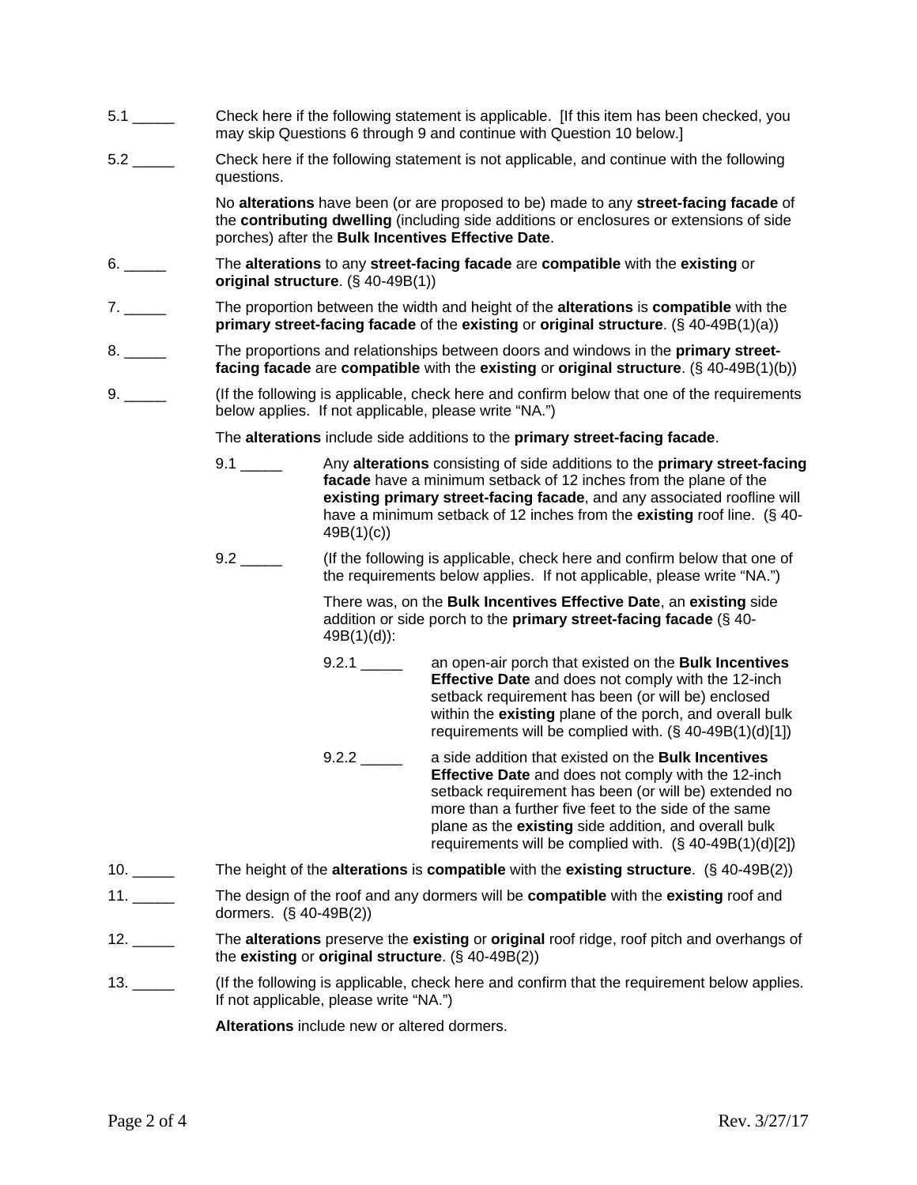5.1 _____ Check here if the following statement is applicable. [If this item has been checked, you may skip Questions 6 through 9 and continue with Question 10 below.]

5.2 _____ Check here if the following statement is not applicable, and continue with the following questions.

No **alterations** have been (or are proposed to be) made to any **street-facing facade** of the **contributing dwelling** (including side additions or enclosures or extensions of side porches) after the **Bulk Incentives Effective Date**.

6. _____ The **alterations** to any **street-facing facade** are **compatible** with the **existing** or **original structure**. (§ 40-49B(1))

7. _____ The proportion between the width and height of the **alterations** is **compatible** with the **primary street-facing facade** of the **existing** or **original structure**. (§ 40-49B(1)(a))

8. _____ The proportions and relationships between doors and windows in the **primary street-facing facade** are **compatible** with the **existing** or **original structure**. (§ 40-49B(1)(b))

9. _____ (If the following is applicable, check here and confirm below that one of the requirements below applies. If not applicable, please write "NA.")

The **alterations** include side additions to the **primary street-facing facade**.

9.1 _____ Any **alterations** consisting of side additions to the **primary street-facing facade** have a minimum setback of 12 inches from the plane of the **existing primary street-facing facade**, and any associated roofline will have a minimum setback of 12 inches from the **existing** roof line. (§ 40-49B(1)(c))

9.2 _____ (If the following is applicable, check here and confirm below that one of the requirements below applies. If not applicable, please write "NA.")

There was, on the **Bulk Incentives Effective Date**, an **existing** side addition or side porch to the **primary street-facing facade** (§ 40-49B(1)(d)):

9.2.1 _____ an open-air porch that existed on the **Bulk Incentives Effective Date** and does not comply with the 12-inch setback requirement has been (or will be) enclosed within the **existing** plane of the porch, and overall bulk requirements will be complied with. (§ 40-49B(1)(d)[1])

9.2.2 _____ a side addition that existed on the **Bulk Incentives Effective Date** and does not comply with the 12-inch setback requirement has been (or will be) extended no more than a further five feet to the side of the same plane as the **existing** side addition, and overall bulk requirements will be complied with. (§ 40-49B(1)(d)[2])

10. _____ The height of the **alterations** is **compatible** with the **existing structure**. (§ 40-49B(2))

11. _____ The design of the roof and any dormers will be **compatible** with the **existing** roof and dormers. (§ 40-49B(2))

12. _____ The **alterations** preserve the **existing** or **original** roof ridge, roof pitch and overhangs of the **existing** or **original structure**. (§ 40-49B(2))

13. _____ (If the following is applicable, check here and confirm that the requirement below applies. If not applicable, please write "NA.")

**Alterations** include new or altered dormers.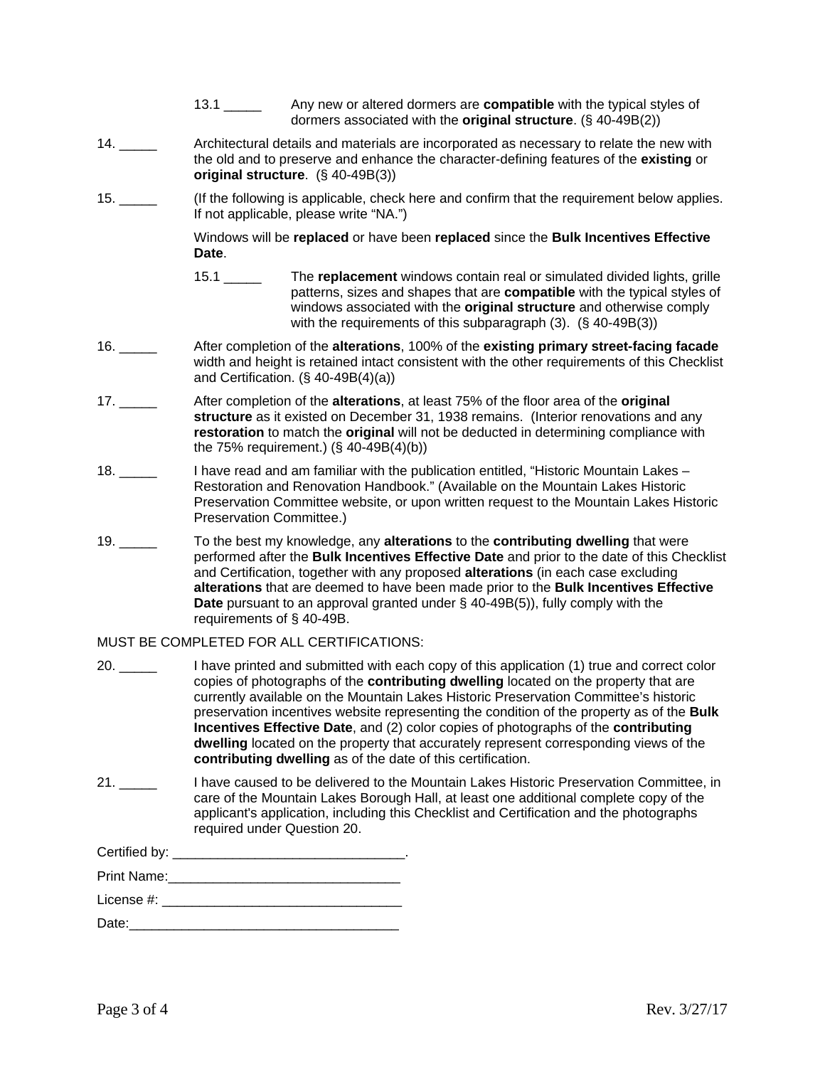13.1 _____ Any new or altered dormers are **compatible** with the typical styles of dormers associated with the **original structure**. (§ 40-49B(2))

14. _____ Architectural details and materials are incorporated as necessary to relate the new with the old and to preserve and enhance the character-defining features of the **existing** or **original structure**. (§ 40-49B(3))

15. _____ (If the following is applicable, check here and confirm that the requirement below applies. If not applicable, please write “NA.”)

    Windows will be **replaced** or have been **replaced** since the **Bulk Incentives Effective Date**.

    15.1 _____ The **replacement** windows contain real or simulated divided lights, grille patterns, sizes and shapes that are **compatible** with the typical styles of windows associated with the **original structure** and otherwise comply with the requirements of this subparagraph (3). (§ 40-49B(3))

16. _____ After completion of the **alterations**, 100% of the **existing primary street-facing facade** width and height is retained intact consistent with the other requirements of this Checklist and Certification. (§ 40-49B(4)(a))

17. _____ After completion of the **alterations**, at least 75% of the floor area of the **original structure** as it existed on December 31, 1938 remains. (Interior renovations and any **restoration** to match the **original** will not be deducted in determining compliance with the 75% requirement.) (§ 40-49B(4)(b))

18. _____ I have read and am familiar with the publication entitled, “Historic Mountain Lakes – Restoration and Renovation Handbook.” (Available on the Mountain Lakes Historic Preservation Committee website, or upon written request to the Mountain Lakes Historic Preservation Committee.)

19. _____ To the best my knowledge, any **alterations** to the **contributing dwelling** that were performed after the **Bulk Incentives Effective Date** and prior to the date of this Checklist and Certification, together with any proposed **alterations** (in each case excluding **alterations** that are deemed to have been made prior to the **Bulk Incentives Effective Date** pursuant to an approval granted under § 40-49B(5)), fully comply with the requirements of § 40-49B.

MUST BE COMPLETED FOR ALL CERTIFICATIONS:

20. _____ I have printed and submitted with each copy of this application (1) true and correct color copies of photographs of the **contributing dwelling** located on the property that are currently available on the Mountain Lakes Historic Preservation Committee’s historic preservation incentives website representing the condition of the property as of the **Bulk Incentives Effective Date**, and (2) color copies of photographs of the **contributing dwelling** located on the property that accurately represent corresponding views of the **contributing dwelling** as of the date of this certification.

21. _____ I have caused to be delivered to the Mountain Lakes Historic Preservation Committee, in care of the Mountain Lakes Borough Hall, at least one additional complete copy of the applicant's application, including this Checklist and Certification and the photographs required under Question 20.

Certified by: _______________________________.

Print Name:_______________________________

License #: ________________________________

Date:____________________________________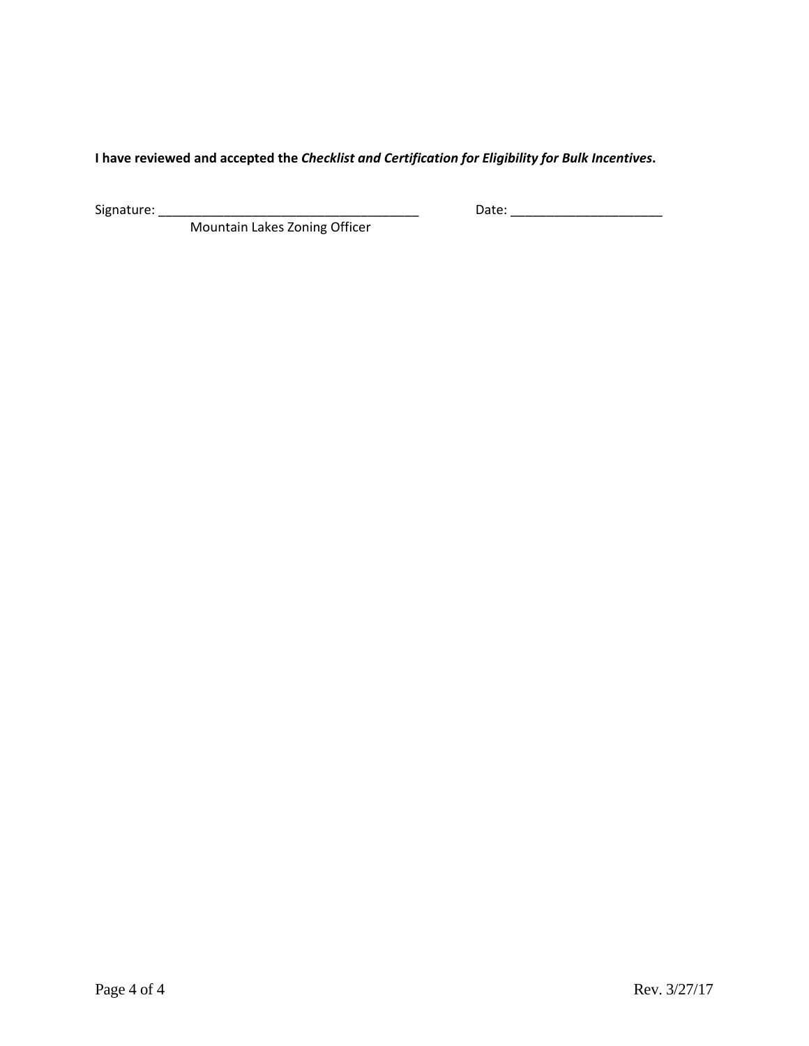**I have reviewed and accepted the *Checklist and Certification for Eligibility for Bulk Incentives*.**

Signature: _____________________________________ Date: _____________________
Mountain Lakes Zoning Officer